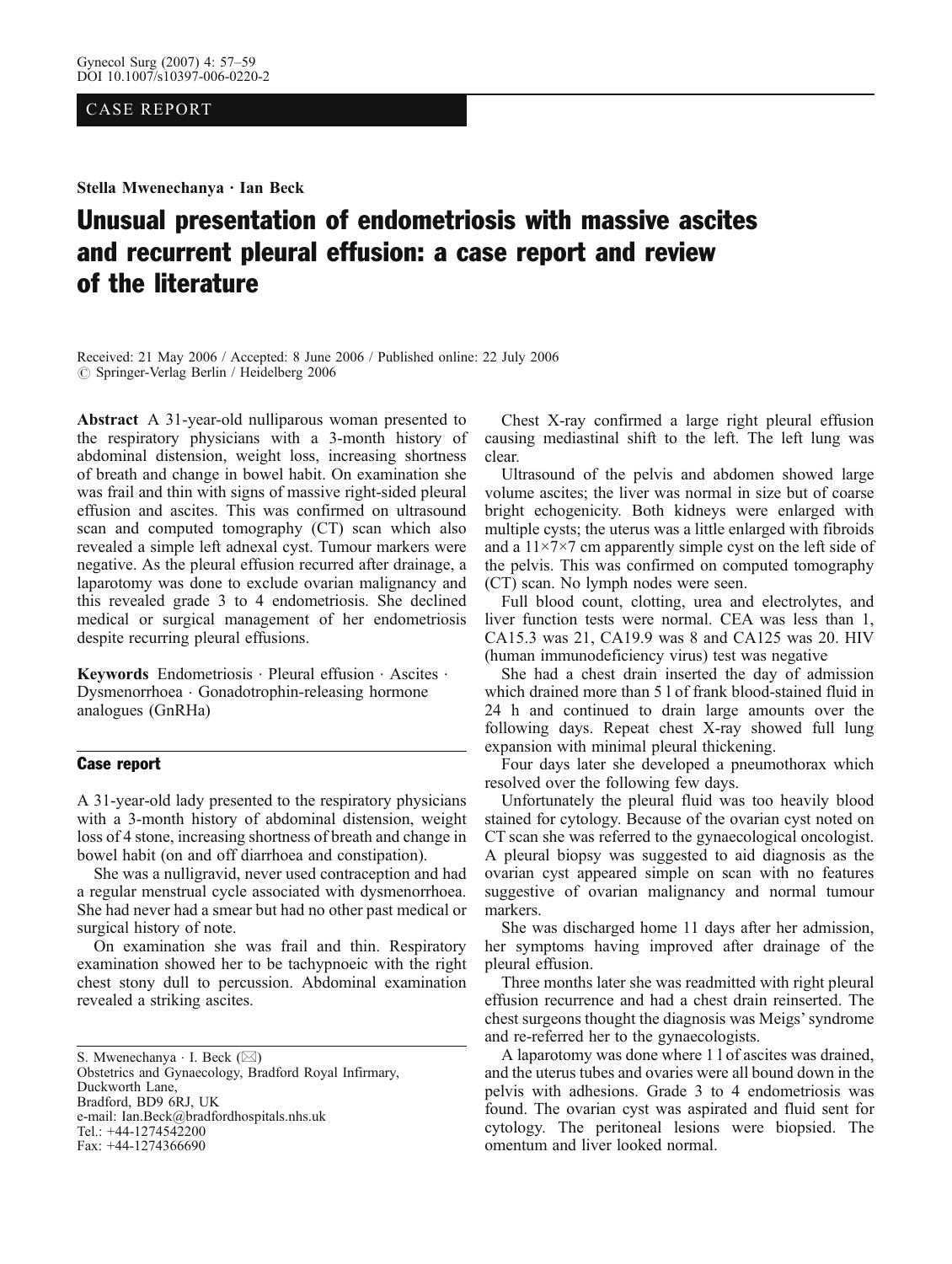CASE REPORT

**Stella Mwenechanya · Ian Beck**

# Unusual presentation of endometriosis with massive ascites and recurrent pleural effusion: a case report and review of the literature

Received: 21 May 2006 / Accepted: 8 June 2006 / Published online: 22 July 2006
© Springer-Verlag Berlin / Heidelberg 2006

**Abstract** A 31-year-old nulliparous woman presented to the respiratory physicians with a 3-month history of abdominal distension, weight loss, increasing shortness of breath and change in bowel habit. On examination she was frail and thin with signs of massive right-sided pleural effusion and ascites. This was confirmed on ultrasound scan and computed tomography (CT) scan which also revealed a simple left adnexal cyst. Tumour markers were negative. As the pleural effusion recurred after drainage, a laparotomy was done to exclude ovarian malignancy and this revealed grade 3 to 4 endometriosis. She declined medical or surgical management of her endometriosis despite recurring pleural effusions.

**Keywords** Endometriosis · Pleural effusion · Ascites · Dysmenorrhoea · Gonadotrophin-releasing hormone analogues (GnRHa)

## Case report

A 31-year-old lady presented to the respiratory physicians with a 3-month history of abdominal distension, weight loss of 4 stone, increasing shortness of breath and change in bowel habit (on and off diarrhoea and constipation).

She was a nulligravid, never used contraception and had a regular menstrual cycle associated with dysmenorrhoea. She had never had a smear but had no other past medical or surgical history of note.

On examination she was frail and thin. Respiratory examination showed her to be tachypnoeic with the right chest stony dull to percussion. Abdominal examination revealed a striking ascites.

Chest X-ray confirmed a large right pleural effusion causing mediastinal shift to the left. The left lung was clear.

Ultrasound of the pelvis and abdomen showed large volume ascites; the liver was normal in size but of coarse bright echogenicity. Both kidneys were enlarged with multiple cysts; the uterus was a little enlarged with fibroids and a 11×7×7 cm apparently simple cyst on the left side of the pelvis. This was confirmed on computed tomography (CT) scan. No lymph nodes were seen.

Full blood count, clotting, urea and electrolytes, and liver function tests were normal. CEA was less than 1, CA15.3 was 21, CA19.9 was 8 and CA125 was 20. HIV (human immunodeficiency virus) test was negative

She had a chest drain inserted the day of admission which drained more than 5 l of frank blood-stained fluid in 24 h and continued to drain large amounts over the following days. Repeat chest X-ray showed full lung expansion with minimal pleural thickening.

Four days later she developed a pneumothorax which resolved over the following few days.

Unfortunately the pleural fluid was too heavily blood stained for cytology. Because of the ovarian cyst noted on CT scan she was referred to the gynaecological oncologist. A pleural biopsy was suggested to aid diagnosis as the ovarian cyst appeared simple on scan with no features suggestive of ovarian malignancy and normal tumour markers.

She was discharged home 11 days after her admission, her symptoms having improved after drainage of the pleural effusion.

Three months later she was readmitted with right pleural effusion recurrence and had a chest drain reinserted. The chest surgeons thought the diagnosis was Meigs' syndrome and re-referred her to the gynaecologists.

A laparotomy was done where 1 l of ascites was drained, and the uterus tubes and ovaries were all bound down in the pelvis with adhesions. Grade 3 to 4 endometriosis was found. The ovarian cyst was aspirated and fluid sent for cytology. The peritoneal lesions were biopsied. The omentum and liver looked normal.

S. Mwenechanya · I. Beck (✉)
Obstetrics and Gynaecology, Bradford Royal Infirmary,
Duckworth Lane,
Bradford, BD9 6RJ, UK
e-mail: Ian.Beck@bradfordhospitals.nhs.uk
Tel.: +44-1274542200
Fax: +44-1274366690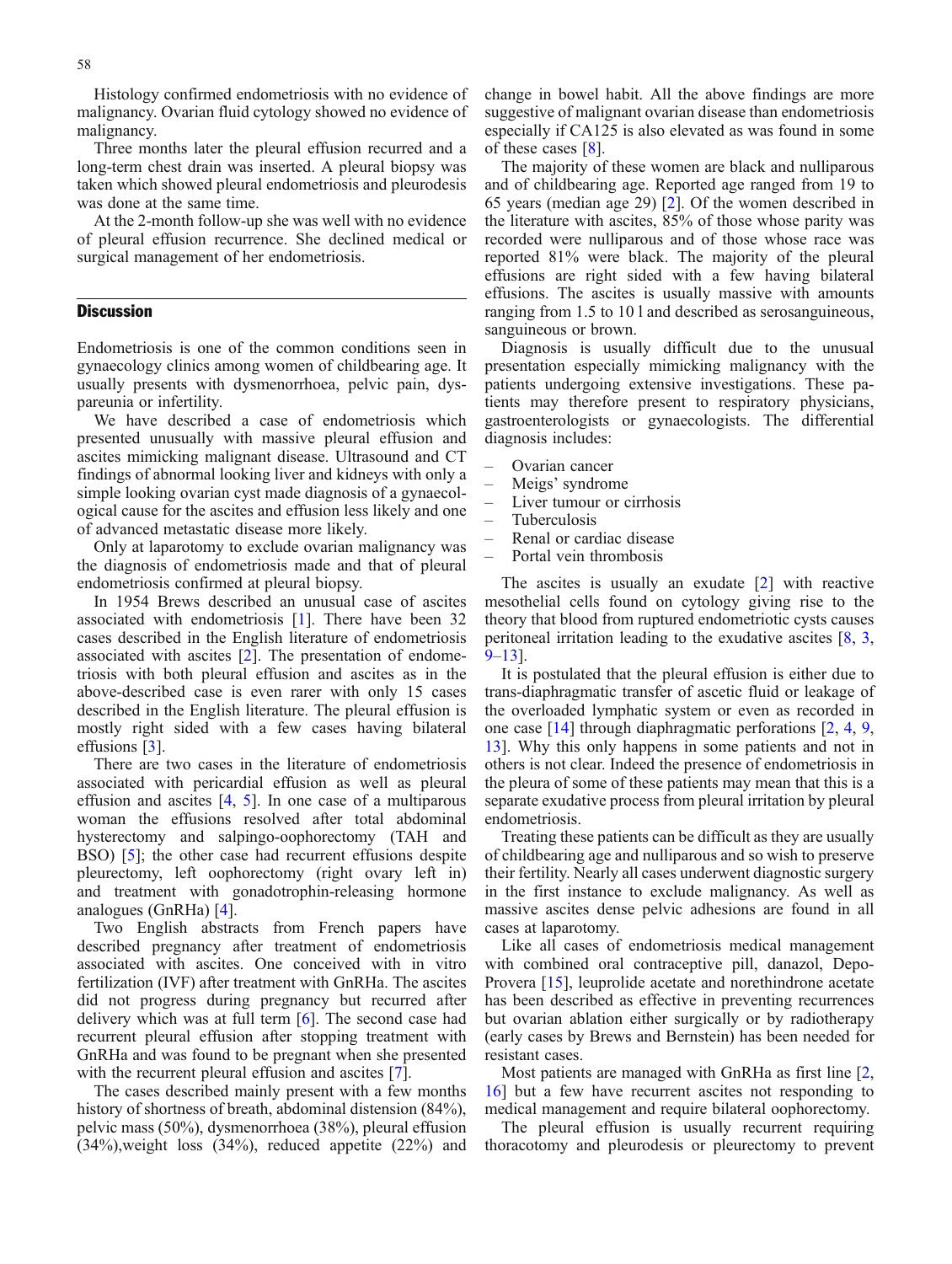Histology confirmed endometriosis with no evidence of malignancy. Ovarian fluid cytology showed no evidence of malignancy.

Three months later the pleural effusion recurred and a long-term chest drain was inserted. A pleural biopsy was taken which showed pleural endometriosis and pleurodesis was done at the same time.

At the 2-month follow-up she was well with no evidence of pleural effusion recurrence. She declined medical or surgical management of her endometriosis.

## Discussion

Endometriosis is one of the common conditions seen in gynaecology clinics among women of childbearing age. It usually presents with dysmenorrhoea, pelvic pain, dyspareunia or infertility.

We have described a case of endometriosis which presented unusually with massive pleural effusion and ascites mimicking malignant disease. Ultrasound and CT findings of abnormal looking liver and kidneys with only a simple looking ovarian cyst made diagnosis of a gynaecological cause for the ascites and effusion less likely and one of advanced metastatic disease more likely.

Only at laparotomy to exclude ovarian malignancy was the diagnosis of endometriosis made and that of pleural endometriosis confirmed at pleural biopsy.

In 1954 Brews described an unusual case of ascites associated with endometriosis [1]. There have been 32 cases described in the English literature of endometriosis associated with ascites [2]. The presentation of endometriosis with both pleural effusion and ascites as in the above-described case is even rarer with only 15 cases described in the English literature. The pleural effusion is mostly right sided with a few cases having bilateral effusions [3].

There are two cases in the literature of endometriosis associated with pericardial effusion as well as pleural effusion and ascites [4, 5]. In one case of a multiparous woman the effusions resolved after total abdominal hysterectomy and salpingo-oophorectomy (TAH and BSO) [5]; the other case had recurrent effusions despite pleurectomy, left oophorectomy (right ovary left in) and treatment with gonadotrophin-releasing hormone analogues (GnRHa) [4].

Two English abstracts from French papers have described pregnancy after treatment of endometriosis associated with ascites. One conceived with in vitro fertilization (IVF) after treatment with GnRHa. The ascites did not progress during pregnancy but recurred after delivery which was at full term [6]. The second case had recurrent pleural effusion after stopping treatment with GnRHa and was found to be pregnant when she presented with the recurrent pleural effusion and ascites [7].

The cases described mainly present with a few months history of shortness of breath, abdominal distension (84%), pelvic mass (50%), dysmenorrhoea (38%), pleural effusion (34%),weight loss (34%), reduced appetite (22%) and change in bowel habit. All the above findings are more suggestive of malignant ovarian disease than endometriosis especially if CA125 is also elevated as was found in some of these cases [8].

The majority of these women are black and nulliparous and of childbearing age. Reported age ranged from 19 to 65 years (median age 29) [2]. Of the women described in the literature with ascites, 85% of those whose parity was recorded were nulliparous and of those whose race was reported 81% were black. The majority of the pleural effusions are right sided with a few having bilateral effusions. The ascites is usually massive with amounts ranging from 1.5 to 10 l and described as serosanguineous, sanguineous or brown.

Diagnosis is usually difficult due to the unusual presentation especially mimicking malignancy with the patients undergoing extensive investigations. These patients may therefore present to respiratory physicians, gastroenterologists or gynaecologists. The differential diagnosis includes:

- Ovarian cancer
- Meigs' syndrome
- Liver tumour or cirrhosis
- Tuberculosis
- Renal or cardiac disease
- Portal vein thrombosis

The ascites is usually an exudate [2] with reactive mesothelial cells found on cytology giving rise to the theory that blood from ruptured endometriotic cysts causes peritoneal irritation leading to the exudative ascites [8, 3, 9–13].

It is postulated that the pleural effusion is either due to trans-diaphragmatic transfer of ascetic fluid or leakage of the overloaded lymphatic system or even as recorded in one case [14] through diaphragmatic perforations [2, 4, 9, 13]. Why this only happens in some patients and not in others is not clear. Indeed the presence of endometriosis in the pleura of some of these patients may mean that this is a separate exudative process from pleural irritation by pleural endometriosis.

Treating these patients can be difficult as they are usually of childbearing age and nulliparous and so wish to preserve their fertility. Nearly all cases underwent diagnostic surgery in the first instance to exclude malignancy. As well as massive ascites dense pelvic adhesions are found in all cases at laparotomy.

Like all cases of endometriosis medical management with combined oral contraceptive pill, danazol, Depo-Provera [15], leuprolide acetate and norethindrone acetate has been described as effective in preventing recurrences but ovarian ablation either surgically or by radiotherapy (early cases by Brews and Bernstein) has been needed for resistant cases.

Most patients are managed with GnRHa as first line [2, 16] but a few have recurrent ascites not responding to medical management and require bilateral oophorectomy.

The pleural effusion is usually recurrent requiring thoracotomy and pleurodesis or pleurectomy to prevent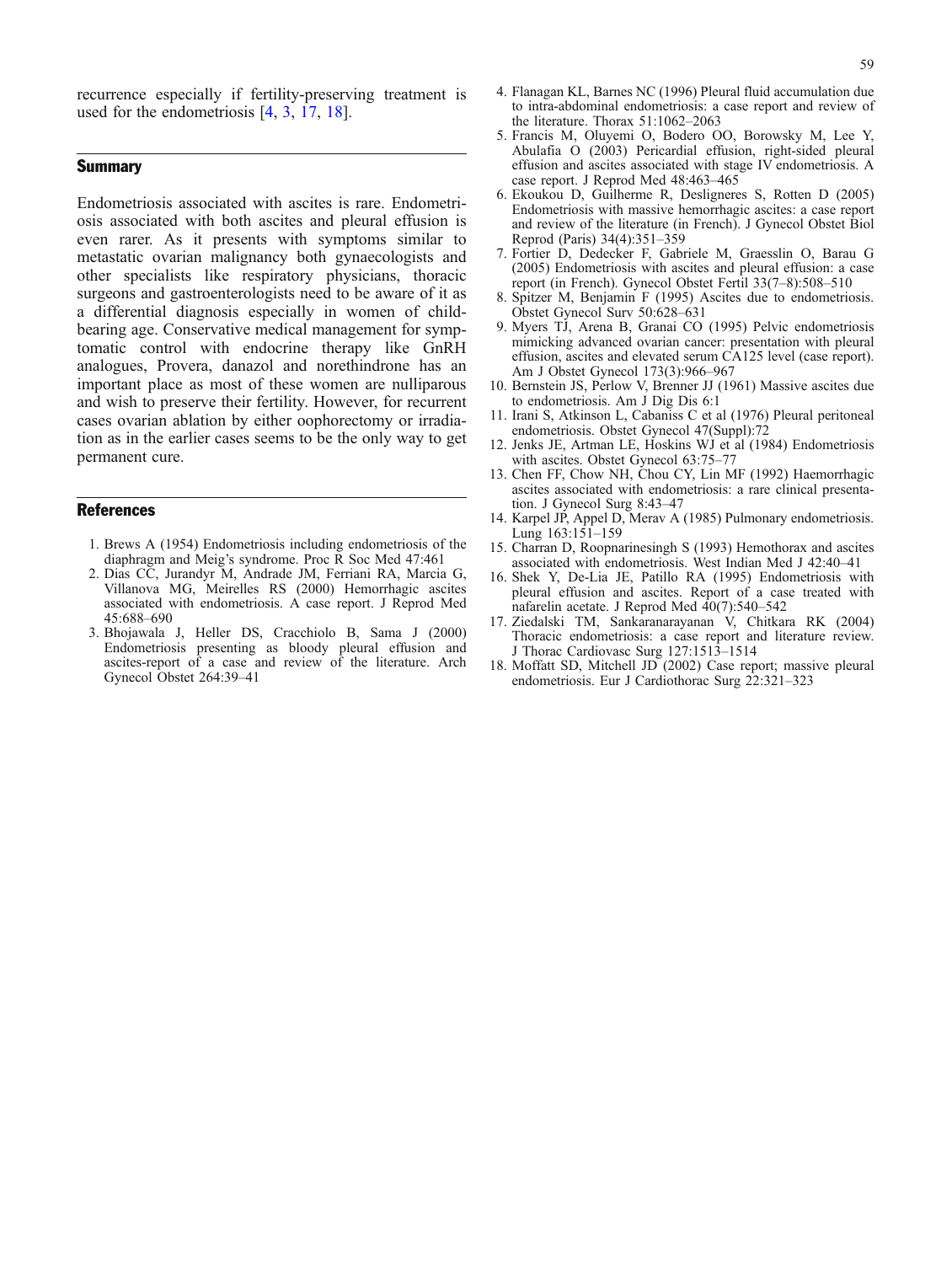recurrence especially if fertility-preserving treatment is used for the endometriosis [4, 3, 17, 18].

## Summary

Endometriosis associated with ascites is rare. Endometriosis associated with both ascites and pleural effusion is even rarer. As it presents with symptoms similar to metastatic ovarian malignancy both gynaecologists and other specialists like respiratory physicians, thoracic surgeons and gastroenterologists need to be aware of it as a differential diagnosis especially in women of child-bearing age. Conservative medical management for symptomatic control with endocrine therapy like GnRH analogues, Provera, danazol and norethindrone has an important place as most of these women are nulliparous and wish to preserve their fertility. However, for recurrent cases ovarian ablation by either oophorectomy or irradiation as in the earlier cases seems to be the only way to get permanent cure.

## References

1. Brews A (1954) Endometriosis including endometriosis of the diaphragm and Meig's syndrome. Proc R Soc Med 47:461
2. Dias CC, Jurandyr M, Andrade JM, Ferriani RA, Marcia G, Villanova MG, Meirelles RS (2000) Hemorrhagic ascites associated with endometriosis. A case report. J Reprod Med 45:688–690
3. Bhojawala J, Heller DS, Cracchiolo B, Sama J (2000) Endometriosis presenting as bloody pleural effusion and ascites-report of a case and review of the literature. Arch Gynecol Obstet 264:39–41
4. Flanagan KL, Barnes NC (1996) Pleural fluid accumulation due to intra-abdominal endometriosis: a case report and review of the literature. Thorax 51:1062–2063
5. Francis M, Oluyemi O, Bodero OO, Borowsky M, Lee Y, Abulafia O (2003) Pericardial effusion, right-sided pleural effusion and ascites associated with stage IV endometriosis. A case report. J Reprod Med 48:463–465
6. Ekoukou D, Guilherme R, Desligneres S, Rotten D (2005) Endometriosis with massive hemorrhagic ascites: a case report and review of the literature (in French). J Gynecol Obstet Biol Reprod (Paris) 34(4):351–359
7. Fortier D, Dedecker F, Gabriele M, Graesslin O, Barau G (2005) Endometriosis with ascites and pleural effusion: a case report (in French). Gynecol Obstet Fertil 33(7–8):508–510
8. Spitzer M, Benjamin F (1995) Ascites due to endometriosis. Obstet Gynecol Surv 50:628–631
9. Myers TJ, Arena B, Granai CO (1995) Pelvic endometriosis mimicking advanced ovarian cancer: presentation with pleural effusion, ascites and elevated serum CA125 level (case report). Am J Obstet Gynecol 173(3):966–967
10. Bernstein JS, Perlow V, Brenner JJ (1961) Massive ascites due to endometriosis. Am J Dig Dis 6:1
11. Irani S, Atkinson L, Cabaniss C et al (1976) Pleural peritoneal endometriosis. Obstet Gynecol 47(Suppl):72
12. Jenks JE, Artman LE, Hoskins WJ et al (1984) Endometriosis with ascites. Obstet Gynecol 63:75–77
13. Chen FF, Chow NH, Chou CY, Lin MF (1992) Haemorrhagic ascites associated with endometriosis: a rare clinical presentation. J Gynecol Surg 8:43–47
14. Karpel JP, Appel D, Merav A (1985) Pulmonary endometriosis. Lung 163:151–159
15. Charran D, Roopnarinesingh S (1993) Hemothorax and ascites associated with endometriosis. West Indian Med J 42:40–41
16. Shek Y, De-Lia JE, Patillo RA (1995) Endometriosis with pleural effusion and ascites. Report of a case treated with nafarelin acetate. J Reprod Med 40(7):540–542
17. Ziedalski TM, Sankaranarayanan V, Chitkara RK (2004) Thoracic endometriosis: a case report and literature review. J Thorac Cardiovasc Surg 127:1513–1514
18. Moffatt SD, Mitchell JD (2002) Case report; massive pleural endometriosis. Eur J Cardiothorac Surg 22:321–323